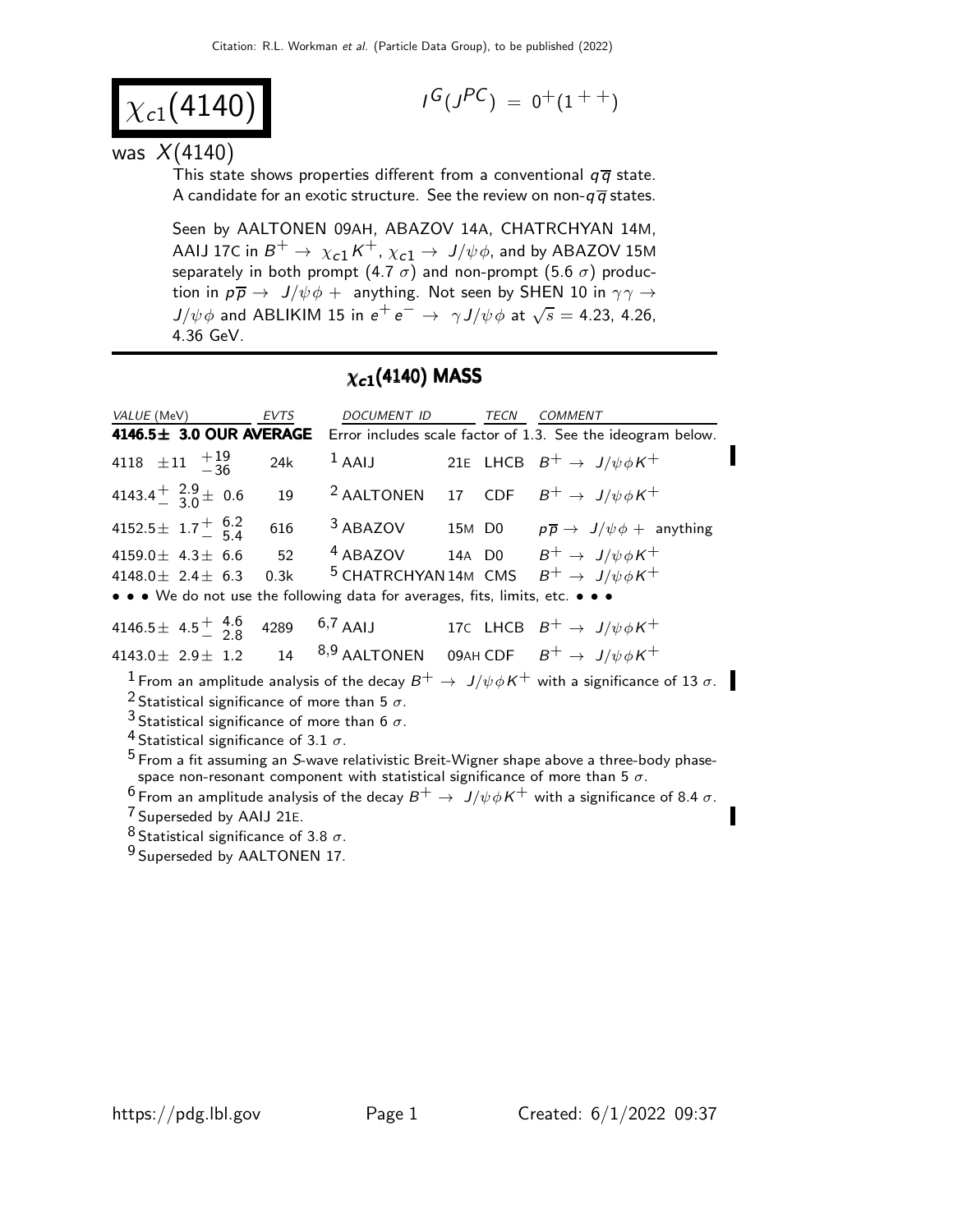Citation: R.L. Workman *et al.* (Particle Data Group), to be published (2022)

# $\chi_{c1}(4140)$

$I^G(J^{PC}) = 0^+(1^{++})$

was $X(4140)$

This state shows properties different from a conventional $q\overline{q}$ state. A candidate for an exotic structure. See the review on non-$q\overline{q}$ states.

Seen by AALTONEN 09AH, ABAZOV 14A, CHATRCHYAN 14M, AAIJ 17C in $B^+ \to \chi_{c1} K^+$, $\chi_{c1} \to J/\psi \phi$, and by ABAZOV 15M separately in both prompt ($4.7\,\sigma$) and non-prompt ($5.6\,\sigma$) production in $p\overline{p} \to J/\psi \phi +$ anything. Not seen by SHEN 10 in $\gamma\gamma \to J/\psi \phi$ and ABLIKIM 15 in $e^+ e^- \to \gamma J/\psi \phi$ at $\sqrt{s} = 4.23$, 4.26, 4.36 GeV.

## $\chi_{c1}(4140)$ MASS

| VALUE (MeV) | EVTS | DOCUMENT ID | | TECN | COMMENT |
|---|---|---|---|---|---|
| **4146.5 ± 3.0 OUR AVERAGE** | | Error includes scale factor of 1.3. See the ideogram below. | | | |
| $4118 \pm 11\ ^{+19}_{-36}$ | 24k | [1] AAIJ | 21E | LHCB | $B^+ \to J/\psi \phi K^+$ |
| $4143.4^{+\ 2.9}_{-\ 3.0} \pm 0.6$ | 19 | [2] AALTONEN | 17 | CDF | $B^+ \to J/\psi \phi K^+$ |
| $4152.5 \pm 1.7^{+\ 6.2}_{-\ 5.4}$ | 616 | [3] ABAZOV | 15M | D0 | $p\overline{p} \to J/\psi \phi +$ anything |
| $4159.0 \pm 4.3 \pm 6.6$ | 52 | [4] ABAZOV | 14A | D0 | $B^+ \to J/\psi \phi K^+$ |
| $4148.0 \pm 2.4 \pm 6.3$ | 0.3k | [5] CHATRCHYAN | 14M | CMS | $B^+ \to J/\psi \phi K^+$ |
| • • • We do not use the following data for averages, fits, limits, etc. • • • | | | | | |
| $4146.5 \pm 4.5^{+\ 4.6}_{-\ 2.8}$ | 4289 | [6,7] AAIJ | 17C | LHCB | $B^+ \to J/\psi \phi K^+$ |
| $4143.0 \pm 2.9 \pm 1.2$ | 14 | [8,9] AALTONEN | 09AH | CDF | $B^+ \to J/\psi \phi K^+$ |

[1] From an amplitude analysis of the decay $B^+ \to J/\psi \phi K^+$ with a significance of $13\,\sigma$.

[2] Statistical significance of more than $5\,\sigma$.

[3] Statistical significance of more than $6\,\sigma$.

[4] Statistical significance of $3.1\,\sigma$.

[5] From a fit assuming an $S$-wave relativistic Breit-Wigner shape above a three-body phase-space non-resonant component with statistical significance of more than $5\,\sigma$.

[6] From an amplitude analysis of the decay $B^+ \to J/\psi \phi K^+$ with a significance of $8.4\,\sigma$.

[7] Superseded by AAIJ 21E.

[8] Statistical significance of $3.8\,\sigma$.

[9] Superseded by AALTONEN 17.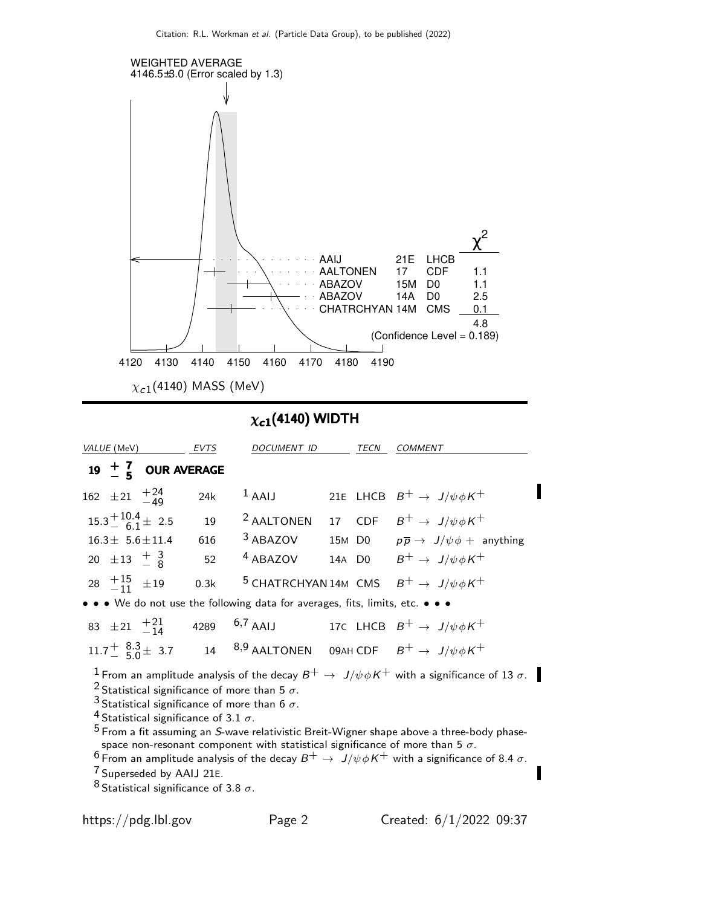WEIGHTED AVERAGE
4146.5±3.0 (Error scaled by 1.3)

| | | | $\chi^2$ |
|---|---|---|---|
| AAIJ | 21E | LHCB | |
| AALTONEN | 17 | CDF | 1.1 |
| ABAZOV | 15M | D0 | 1.1 |
| ABAZOV | 14A | D0 | 2.5 |
| CHATRCHYAN | 14M | CMS | 0.1 |
| | | | 4.8 |

(Confidence Level = 0.189)

4120 4130 4140 4150 4160 4170 4180 4190

$\chi_{c1}(4140)$ MASS (MeV)

## $\chi_{c1}(4140)$ WIDTH

| VALUE (MeV) | EVTS | DOCUMENT ID | | TECN | COMMENT |
|---|---|---|---|---|---|
| **$19\ ^{+\ 7}_{-\ 5}$ OUR AVERAGE** | | | | | |
| $162\ \pm 21\ ^{+24}_{-49}$ | 24k | [1] AAIJ | 21E | LHCB | $B^+ \to J/\psi\phi K^+$ |
| $15.3^{+10.4}_{-\ 6.1} \pm\ 2.5$ | 19 | [2] AALTONEN | 17 | CDF | $B^+ \to J/\psi\phi K^+$ |
| $16.3 \pm\ 5.6 \pm 11.4$ | 616 | [3] ABAZOV | 15M | D0 | $p\overline{p} \to J/\psi\phi +$ anything |
| $20\ \pm 13\ ^{+\ 3}_{-\ 8}$ | 52 | [4] ABAZOV | 14A | D0 | $B^+ \to J/\psi\phi K^+$ |
| $28\ ^{+15}_{-11}\ \pm 19$ | 0.3k | [5] CHATRCHYAN | 14M | CMS | $B^+ \to J/\psi\phi K^+$ |
| • • • We do not use the following data for averages, fits, limits, etc. • • • | | | | | |
| $83\ \pm 21\ ^{+21}_{-14}$ | 4289 | [6,7] AAIJ | 17C | LHCB | $B^+ \to J/\psi\phi K^+$ |
| $11.7^{+\ 8.3}_{-\ 5.0} \pm\ 3.7$ | 14 | [8,9] AALTONEN | 09AH | CDF | $B^+ \to J/\psi\phi K^+$ |

[1] From an amplitude analysis of the decay $B^+ \to J/\psi\phi K^+$ with a significance of 13 $\sigma$.

[2] Statistical significance of more than 5 $\sigma$.

[3] Statistical significance of more than 6 $\sigma$.

[4] Statistical significance of 3.1 $\sigma$.

[5] From a fit assuming an $S$-wave relativistic Breit-Wigner shape above a three-body phase-space non-resonant component with statistical significance of more than 5 $\sigma$.

[6] From an amplitude analysis of the decay $B^+ \to J/\psi\phi K^+$ with a significance of 8.4 $\sigma$.

[7] Superseded by AAIJ 21E.

[8] Statistical significance of 3.8 $\sigma$.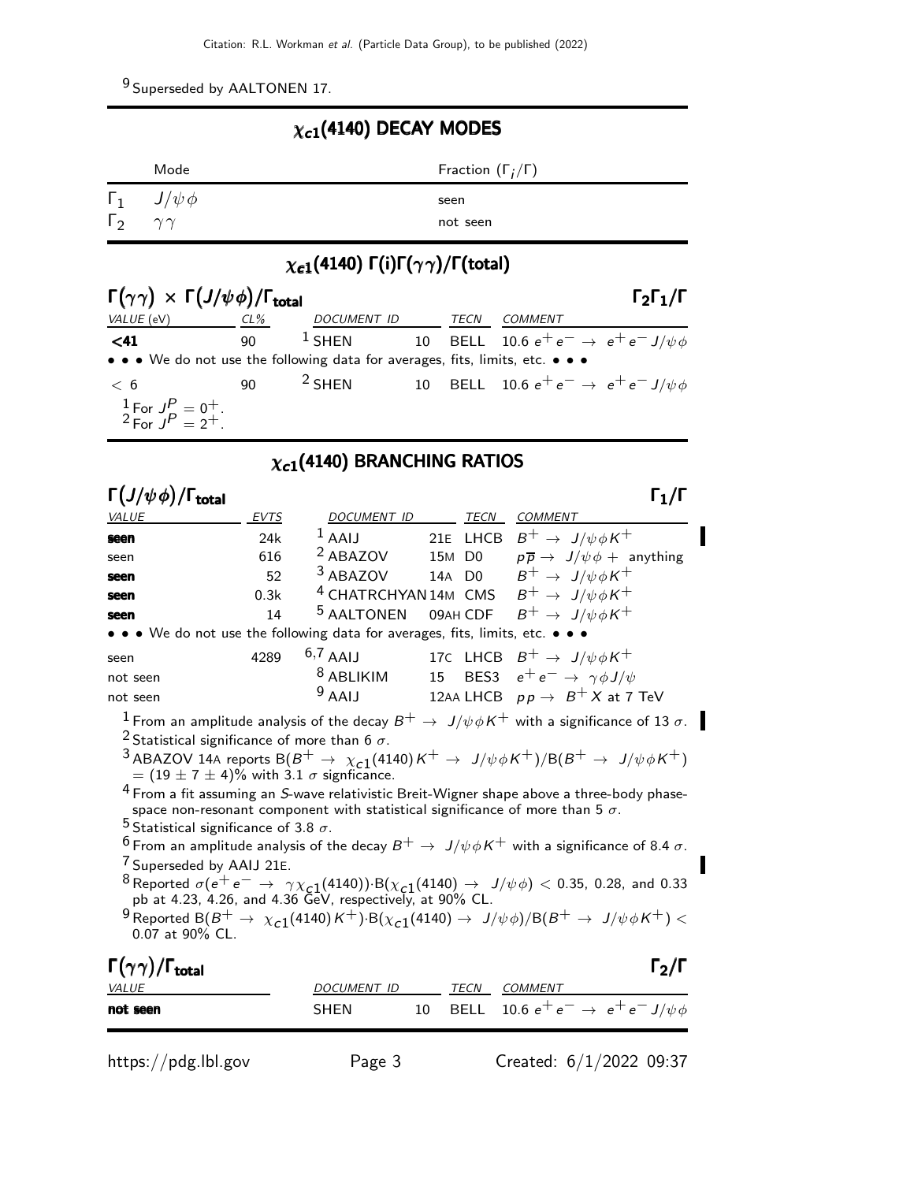[9] Superseded by AALTONEN 17.

## $\chi_{c1}(4140)$ DECAY MODES

| | Mode | Fraction ($\Gamma_i/\Gamma$) |
|---|---|---|
| $\Gamma_1$ | $J/\psi\phi$ | seen |
| $\Gamma_2$ | $\gamma\gamma$ | not seen |

## $\chi_{c1}(4140)$ $\Gamma(i)\Gamma(\gamma\gamma)/\Gamma(\text{total})$

### $\Gamma(\gamma\gamma) \times \Gamma(J/\psi\phi)/\Gamma_{\text{total}}$ — $\Gamma_2\Gamma_1/\Gamma$

| VALUE (eV) | CL% | DOCUMENT ID | | TECN | COMMENT |
|---|---|---|---|---|---|
| **<41** | 90 | [1] SHEN | 10 | BELL | 10.6 $e^+e^- \to e^+e^- J/\psi\phi$ |
| • • • We do not use the following data for averages, fits, limits, etc. • • • | | | | | |
| < 6 | 90 | [2] SHEN | 10 | BELL | 10.6 $e^+e^- \to e^+e^- J/\psi\phi$ |

[1] For $J^P = 0^+$.
[2] For $J^P = 2^+$.

## $\chi_{c1}(4140)$ BRANCHING RATIOS

### $\Gamma(J/\psi\phi)/\Gamma_{\text{total}}$ — $\Gamma_1/\Gamma$

| VALUE | EVTS | DOCUMENT ID | | TECN | COMMENT |
|---|---|---|---|---|---|
| **seen** | 24k | [1] AAIJ | 21E | LHCB | $B^+ \to J/\psi\phi K^+$ |
| seen | 616 | [2] ABAZOV | 15M | D0 | $p\bar{p} \to J/\psi\phi +$ anything |
| **seen** | 52 | [3] ABAZOV | 14A | D0 | $B^+ \to J/\psi\phi K^+$ |
| **seen** | 0.3k | [4] CHATRCHYAN | 14M | CMS | $B^+ \to J/\psi\phi K^+$ |
| **seen** | 14 | [5] AALTONEN | 09AH | CDF | $B^+ \to J/\psi\phi K^+$ |
| • • • We do not use the following data for averages, fits, limits, etc. • • • | | | | | |
| seen | 4289 | [6,7] AAIJ | 17C | LHCB | $B^+ \to J/\psi\phi K^+$ |
| not seen | | [8] ABLIKIM | 15 | BES3 | $e^+e^- \to \gamma\phi J/\psi$ |
| not seen | | [9] AAIJ | 12AA | LHCB | $pp \to B^+ X$ at 7 TeV |

[1] From an amplitude analysis of the decay $B^+ \to J/\psi\phi K^+$ with a significance of 13 $\sigma$.
[2] Statistical significance of more than 6 $\sigma$.
[3] ABAZOV 14A reports $B(B^+ \to \chi_{c1}(4140)K^+ \to J/\psi\phi K^+)/B(B^+ \to J/\psi\phi K^+) = (19 \pm 7 \pm 4)\%$ with 3.1 $\sigma$ signficance.
[4] From a fit assuming an $S$-wave relativistic Breit-Wigner shape above a three-body phase-space non-resonant component with statistical significance of more than 5 $\sigma$.
[5] Statistical significance of 3.8 $\sigma$.
[6] From an amplitude analysis of the decay $B^+ \to J/\psi\phi K^+$ with a significance of 8.4 $\sigma$.
[7] Superseded by AAIJ 21E.
[8] Reported $\sigma(e^+e^- \to \gamma\chi_{c1}(4140))\cdot B(\chi_{c1}(4140) \to J/\psi\phi) <$ 0.35, 0.28, and 0.33 pb at 4.23, 4.26, and 4.36 GeV, respectively, at 90% CL.
[9] Reported $B(B^+ \to \chi_{c1}(4140)K^+)\cdot B(\chi_{c1}(4140) \to J/\psi\phi)/B(B^+ \to J/\psi\phi K^+) <$ 0.07 at 90% CL.

### $\Gamma(\gamma\gamma)/\Gamma_{\text{total}}$ — $\Gamma_2/\Gamma$

| VALUE | DOCUMENT ID | | TECN | COMMENT |
|---|---|---|---|---|
| **not seen** | SHEN | 10 | BELL | 10.6 $e^+e^- \to e^+e^- J/\psi\phi$ |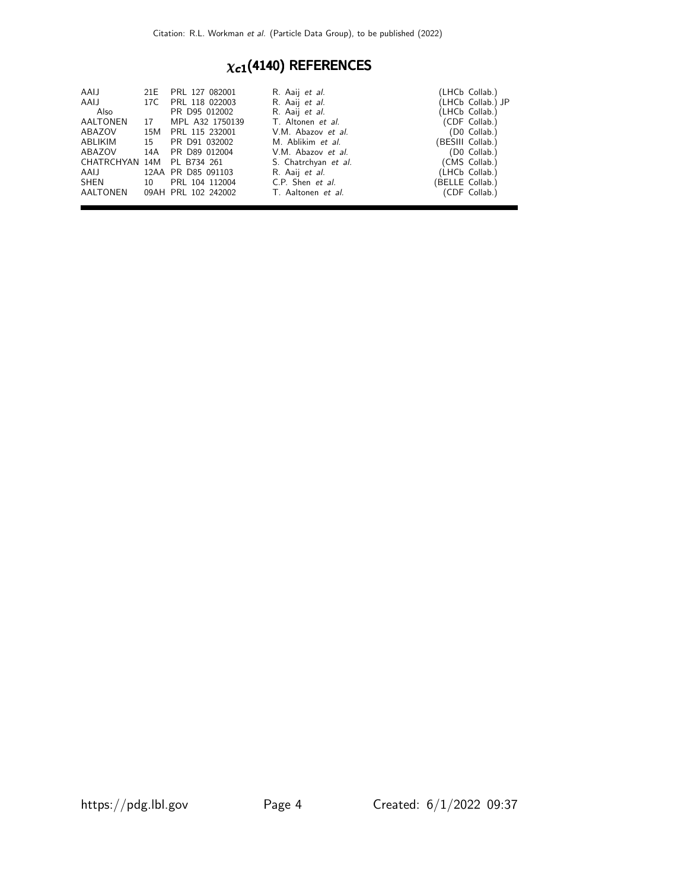# $\chi_{c1}(4140)$ REFERENCES

| | | | | |
|---|---|---|---|---|
| AAIJ | 21E | PRL 127 082001 | R. Aaij *et al.* | (LHCb Collab.) |
| AAIJ | 17C | PRL 118 022003 | R. Aaij *et al.* | (LHCb Collab.) JP |
| Also | | PR D95 012002 | R. Aaij *et al.* | (LHCb Collab.) |
| AALTONEN | 17 | MPL A32 1750139 | T. Altonen *et al.* | (CDF Collab.) |
| ABAZOV | 15M | PRL 115 232001 | V.M. Abazov *et al.* | (D0 Collab.) |
| ABLIKIM | 15 | PR D91 032002 | M. Ablikim *et al.* | (BESIII Collab.) |
| ABAZOV | 14A | PR D89 012004 | V.M. Abazov *et al.* | (D0 Collab.) |
| CHATRCHYAN | 14M | PL B734 261 | S. Chatrchyan *et al.* | (CMS Collab.) |
| AAIJ | 12AA | PR D85 091103 | R. Aaij *et al.* | (LHCb Collab.) |
| SHEN | 10 | PRL 104 112004 | C.P. Shen *et al.* | (BELLE Collab.) |
| AALTONEN | 09AH | PRL 102 242002 | T. Aaltonen *et al.* | (CDF Collab.) |